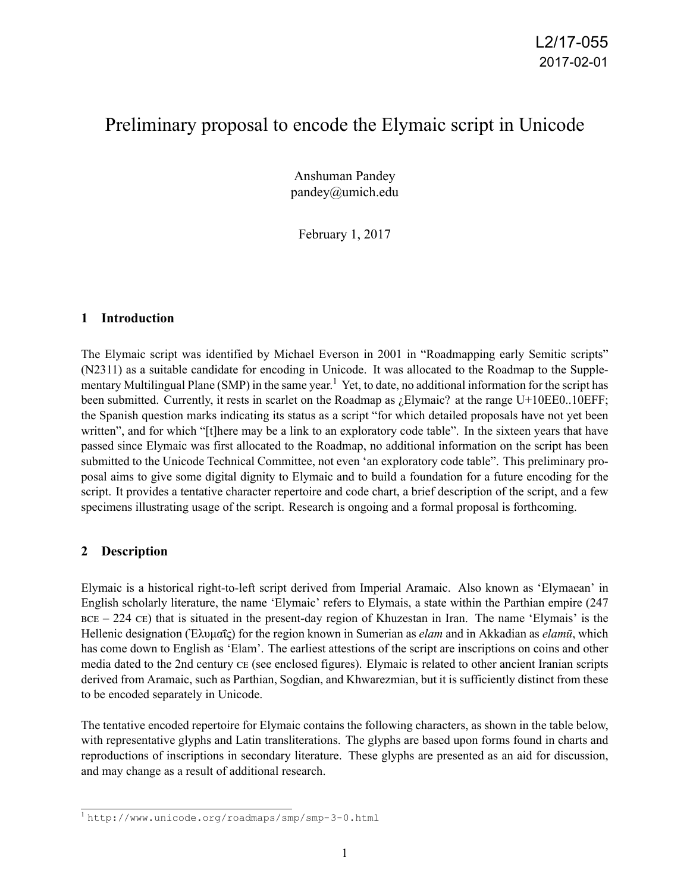L2/17-055
2017-02-01

# Preliminary proposal to encode the Elymaic script in Unicode

Anshuman Pandey
pandey@umich.edu

February 1, 2017

## 1 Introduction

The Elymaic script was identified by Michael Everson in 2001 in "Roadmapping early Semitic scripts" (N2311) as a suitable candidate for encoding in Unicode. It was allocated to the Roadmap to the Supplementary Multilingual Plane (SMP) in the same year.[1] Yet, to date, no additional information for the script has been submitted. Currently, it rests in scarlet on the Roadmap as ¿Elymaic? at the range U+10EE0..10EFF; the Spanish question marks indicating its status as a script "for which detailed proposals have not yet been written", and for which "[t]here may be a link to an exploratory code table". In the sixteen years that have passed since Elymaic was first allocated to the Roadmap, no additional information on the script has been submitted to the Unicode Technical Committee, not even 'an exploratory code table". This preliminary proposal aims to give some digital dignity to Elymaic and to build a foundation for a future encoding for the script. It provides a tentative character repertoire and code chart, a brief description of the script, and a few specimens illustrating usage of the script. Research is ongoing and a formal proposal is forthcoming.

## 2 Description

Elymaic is a historical right-to-left script derived from Imperial Aramaic. Also known as 'Elymaean' in English scholarly literature, the name 'Elymaic' refers to Elymais, a state within the Parthian empire (247 BCE – 224 CE) that is situated in the present-day region of Khuzestan in Iran. The name 'Elymais' is the Hellenic designation (Ἐλυμαΐς) for the region known in Sumerian as *elam* and in Akkadian as *elamū*, which has come down to English as 'Elam'. The earliest attestions of the script are inscriptions on coins and other media dated to the 2nd century CE (see enclosed figures). Elymaic is related to other ancient Iranian scripts derived from Aramaic, such as Parthian, Sogdian, and Khwarezmian, but it is sufficiently distinct from these to be encoded separately in Unicode.

The tentative encoded repertoire for Elymaic contains the following characters, as shown in the table below, with representative glyphs and Latin transliterations. The glyphs are based upon forms found in charts and reproductions of inscriptions in secondary literature. These glyphs are presented as an aid for discussion, and may change as a result of additional research.

---

[1] http://www.unicode.org/roadmaps/smp/smp-3-0.html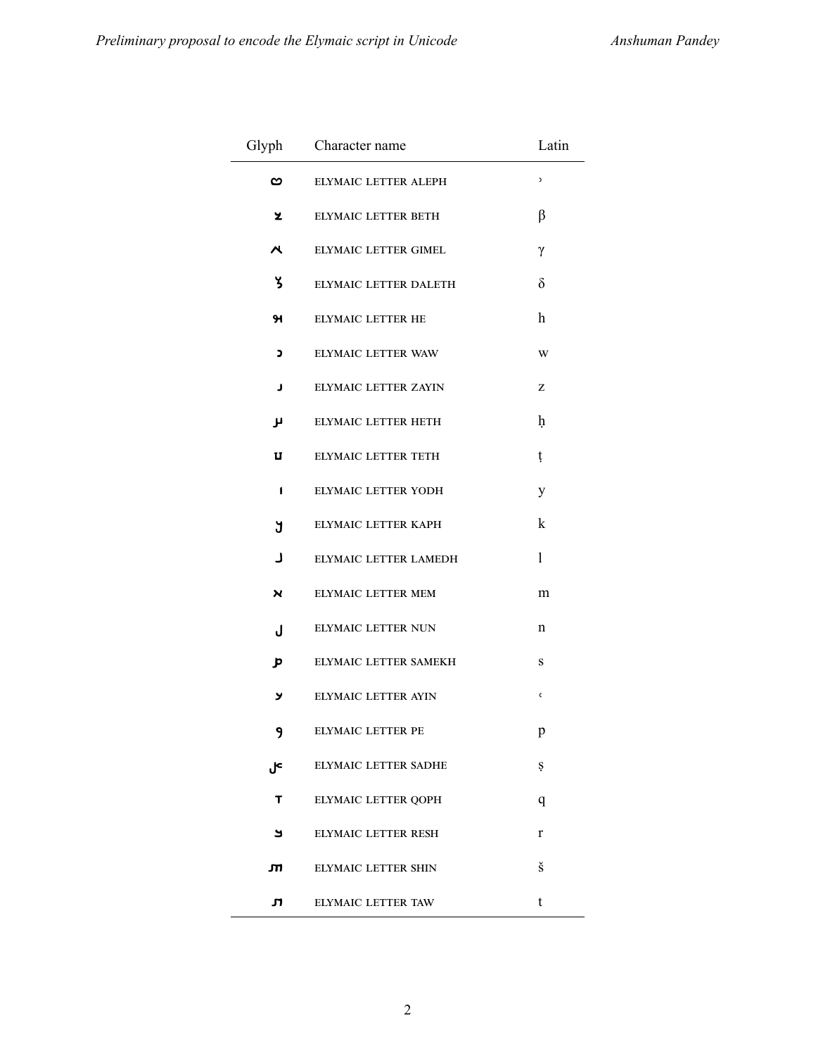| Glyph | Character name | Latin |
|---|---|---|
| 𐿠 | ELYMAIC LETTER ALEPH | ʾ |
| 𐿡 | ELYMAIC LETTER BETH | β |
| 𐿢 | ELYMAIC LETTER GIMEL | γ |
| 𐿣 | ELYMAIC LETTER DALETH | δ |
| 𐿤 | ELYMAIC LETTER HE | h |
| 𐿥 | ELYMAIC LETTER WAW | w |
| 𐿦 | ELYMAIC LETTER ZAYIN | z |
| 𐿧 | ELYMAIC LETTER HETH | ḥ |
| 𐿨 | ELYMAIC LETTER TETH | ṭ |
| 𐿩 | ELYMAIC LETTER YODH | y |
| 𐿪 | ELYMAIC LETTER KAPH | k |
| 𐿫 | ELYMAIC LETTER LAMEDH | l |
| 𐿬 | ELYMAIC LETTER MEM | m |
| 𐿭 | ELYMAIC LETTER NUN | n |
| 𐿮 | ELYMAIC LETTER SAMEKH | s |
| 𐿯 | ELYMAIC LETTER AYIN | ʿ |
| 𐿰 | ELYMAIC LETTER PE | p |
| 𐿱 | ELYMAIC LETTER SADHE | ṣ |
| 𐿲 | ELYMAIC LETTER QOPH | q |
| 𐿳 | ELYMAIC LETTER RESH | r |
| 𐿴 | ELYMAIC LETTER SHIN | š |
| 𐿵 | ELYMAIC LETTER TAW | t |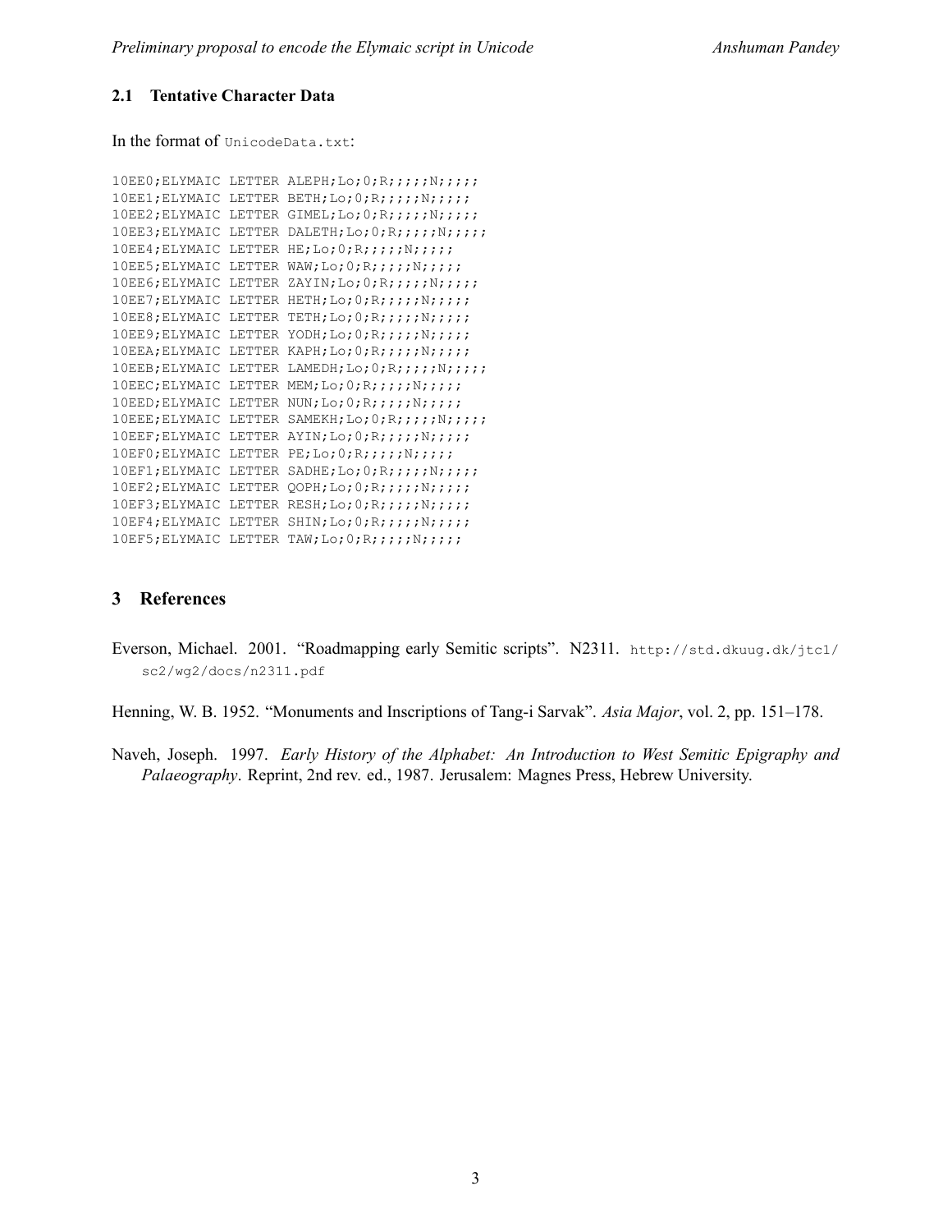### 2.1 Tentative Character Data

In the format of `UnicodeData.txt`:

```
10EE0;ELYMAIC LETTER ALEPH;Lo;0;R;;;;;N;;;;;
10EE1;ELYMAIC LETTER BETH;Lo;0;R;;;;;N;;;;;
10EE2;ELYMAIC LETTER GIMEL;Lo;0;R;;;;;N;;;;;
10EE3;ELYMAIC LETTER DALETH;Lo;0;R;;;;;N;;;;;
10EE4;ELYMAIC LETTER HE;Lo;0;R;;;;;N;;;;;
10EE5;ELYMAIC LETTER WAW;Lo;0;R;;;;;N;;;;;
10EE6;ELYMAIC LETTER ZAYIN;Lo;0;R;;;;;N;;;;;
10EE7;ELYMAIC LETTER HETH;Lo;0;R;;;;;N;;;;;
10EE8;ELYMAIC LETTER TETH;Lo;0;R;;;;;N;;;;;
10EE9;ELYMAIC LETTER YODH;Lo;0;R;;;;;N;;;;;
10EEA;ELYMAIC LETTER KAPH;Lo;0;R;;;;;N;;;;;
10EEB;ELYMAIC LETTER LAMEDH;Lo;0;R;;;;;N;;;;;
10EEC;ELYMAIC LETTER MEM;Lo;0;R;;;;;N;;;;;
10EED;ELYMAIC LETTER NUN;Lo;0;R;;;;;N;;;;;
10EEE;ELYMAIC LETTER SAMEKH;Lo;0;R;;;;;N;;;;;
10EEF;ELYMAIC LETTER AYIN;Lo;0;R;;;;;N;;;;;
10EF0;ELYMAIC LETTER PE;Lo;0;R;;;;;N;;;;;
10EF1;ELYMAIC LETTER SADHE;Lo;0;R;;;;;N;;;;;
10EF2;ELYMAIC LETTER QOPH;Lo;0;R;;;;;N;;;;;
10EF3;ELYMAIC LETTER RESH;Lo;0;R;;;;;N;;;;;
10EF4;ELYMAIC LETTER SHIN;Lo;0;R;;;;;N;;;;;
10EF5;ELYMAIC LETTER TAW;Lo;0;R;;;;;N;;;;;
```

## 3 References

Everson, Michael. 2001. "Roadmapping early Semitic scripts". N2311. `http://std.dkuug.dk/jtc1/sc2/wg2/docs/n2311.pdf`

Henning, W. B. 1952. "Monuments and Inscriptions of Tang-i Sarvak". *Asia Major*, vol. 2, pp. 151–178.

Naveh, Joseph. 1997. *Early History of the Alphabet: An Introduction to West Semitic Epigraphy and Palaeography*. Reprint, 2nd rev. ed., 1987. Jerusalem: Magnes Press, Hebrew University.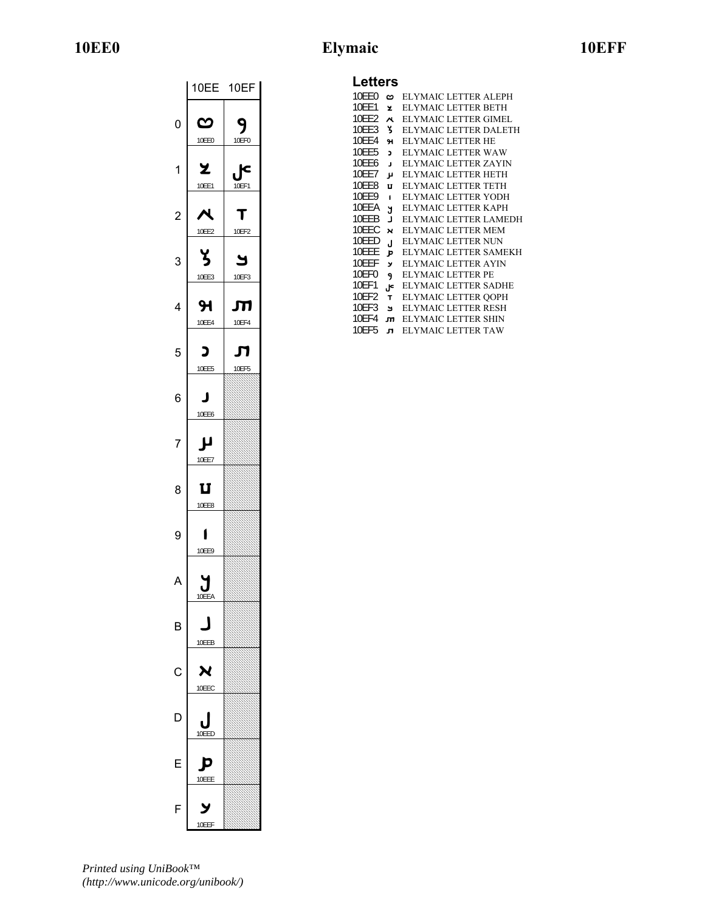# Elymaic

| | 10EE | 10EF |
|---|---|---|
| 0 | 𐻠 10EE0 | 𐻰 10EF0 |
| 1 | 𐻡 10EE1 | 𐻱 10EF1 |
| 2 | 𐻢 10EE2 | 𐻲 10EF2 |
| 3 | 𐻣 10EE3 | 𐻳 10EF3 |
| 4 | 𐻤 10EE4 | 𐻴 10EF4 |
| 5 | 𐻥 10EE5 | 𐻵 10EF5 |
| 6 | 𐻦 10EE6 | |
| 7 | 𐻧 10EE7 | |
| 8 | 𐻨 10EE8 | |
| 9 | 𐻩 10EE9 | |
| A | 𐻪 10EEA | |
| B | 𐻫 10EEB | |
| C | 𐻬 10EEC | |
| D | 𐻭 10EED | |
| E | 𐻮 10EEE | |
| F | 𐻯 10EEF | |

## Letters

10EE0 𐻠 ELYMAIC LETTER ALEPH
10EE1 𐻡 ELYMAIC LETTER BETH
10EE2 𐻢 ELYMAIC LETTER GIMEL
10EE3 𐻣 ELYMAIC LETTER DALETH
10EE4 𐻤 ELYMAIC LETTER HE
10EE5 𐻥 ELYMAIC LETTER WAW
10EE6 𐻦 ELYMAIC LETTER ZAYIN
10EE7 𐻧 ELYMAIC LETTER HETH
10EE8 𐻨 ELYMAIC LETTER TETH
10EE9 𐻩 ELYMAIC LETTER YODH
10EEA 𐻪 ELYMAIC LETTER KAPH
10EEB 𐻫 ELYMAIC LETTER LAMEDH
10EEC 𐻬 ELYMAIC LETTER MEM
10EED 𐻭 ELYMAIC LETTER NUN
10EEE 𐻮 ELYMAIC LETTER SAMEKH
10EEF 𐻯 ELYMAIC LETTER AYIN
10EF0 𐻰 ELYMAIC LETTER PE
10EF1 𐻱 ELYMAIC LETTER SADHE
10EF2 𐻲 ELYMAIC LETTER QOPH
10EF3 𐻳 ELYMAIC LETTER RESH
10EF4 𐻴 ELYMAIC LETTER SHIN
10EF5 𐻵 ELYMAIC LETTER TAW

*Printed using UniBook™ (http://www.unicode.org/unibook/)*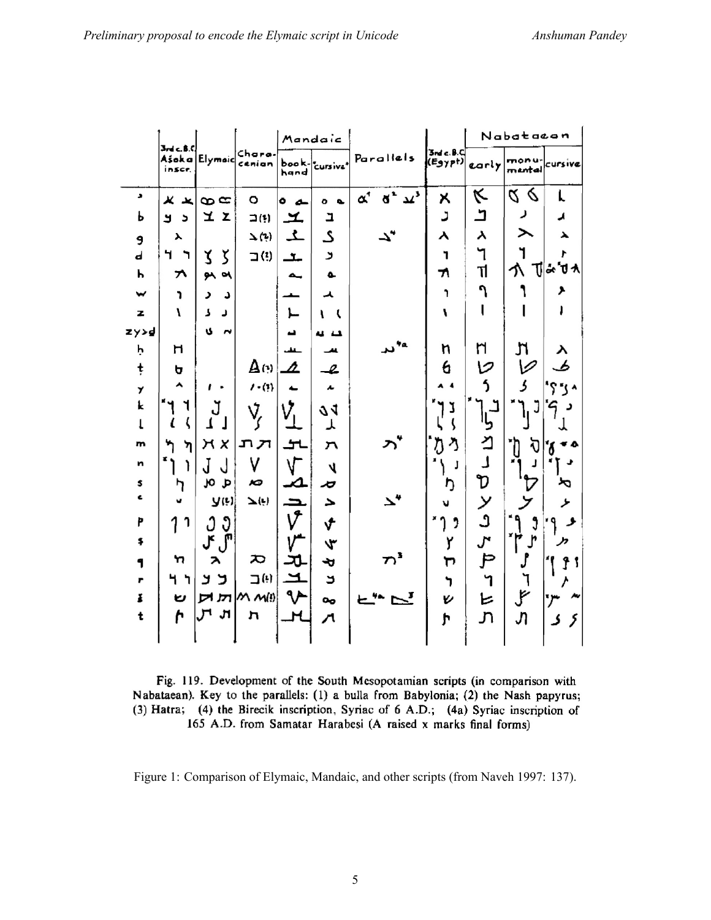Fig. 119. Development of the South Mesopotamian scripts (in comparison with Nabataean). Key to the parallels: (1) a bulla from Babylonia; (2) the Nash papyrus; (3) Hatra; (4) the Birecik inscription, Syriac of 6 A.D.; (4a) Syriac inscription of 165 A.D. from Samatar Harabesi (A raised x marks final forms)

Figure 1: Comparison of Elymaic, Mandaic, and other scripts (from Naveh 1997: 137).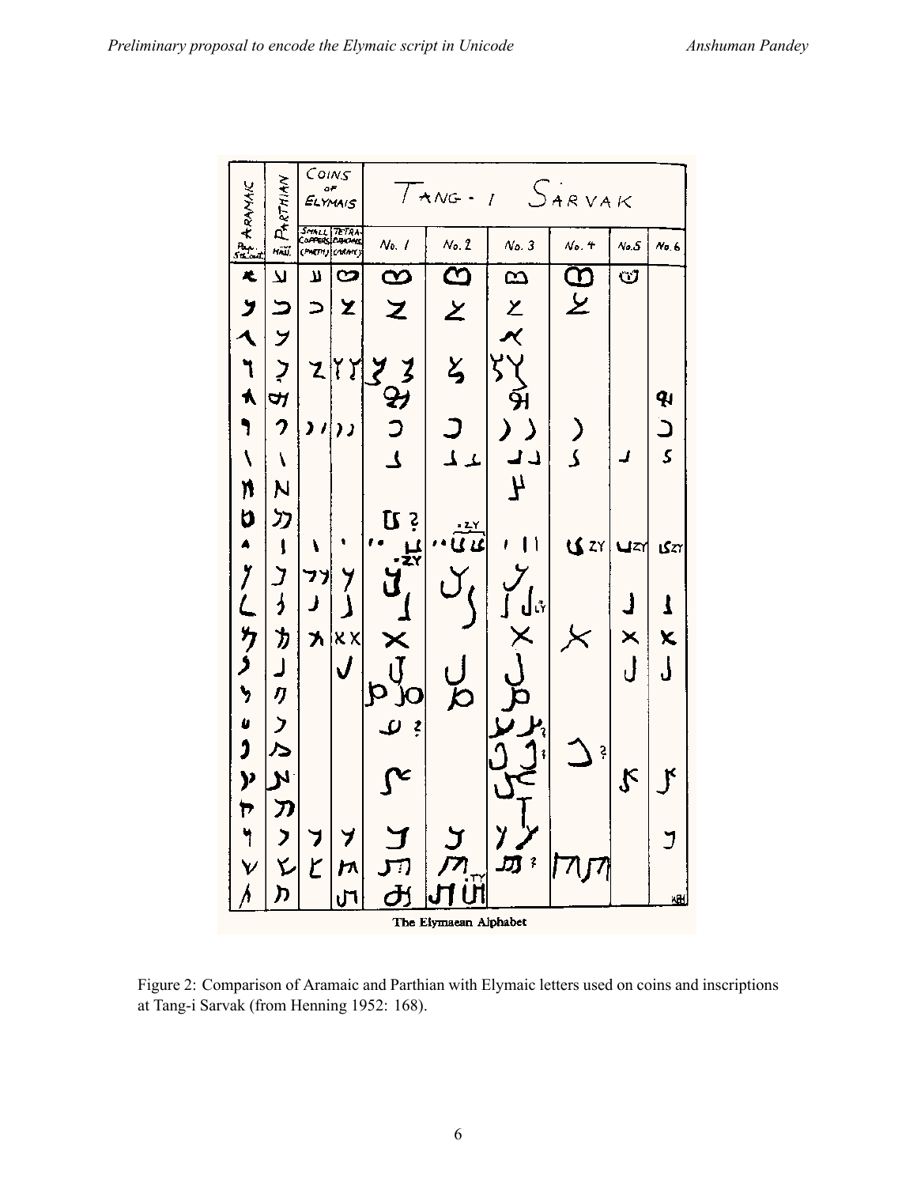Figure 2: Comparison of Aramaic and Parthian with Elymaic letters used on coins and inscriptions at Tang-i Sarvak (from Henning 1952: 168).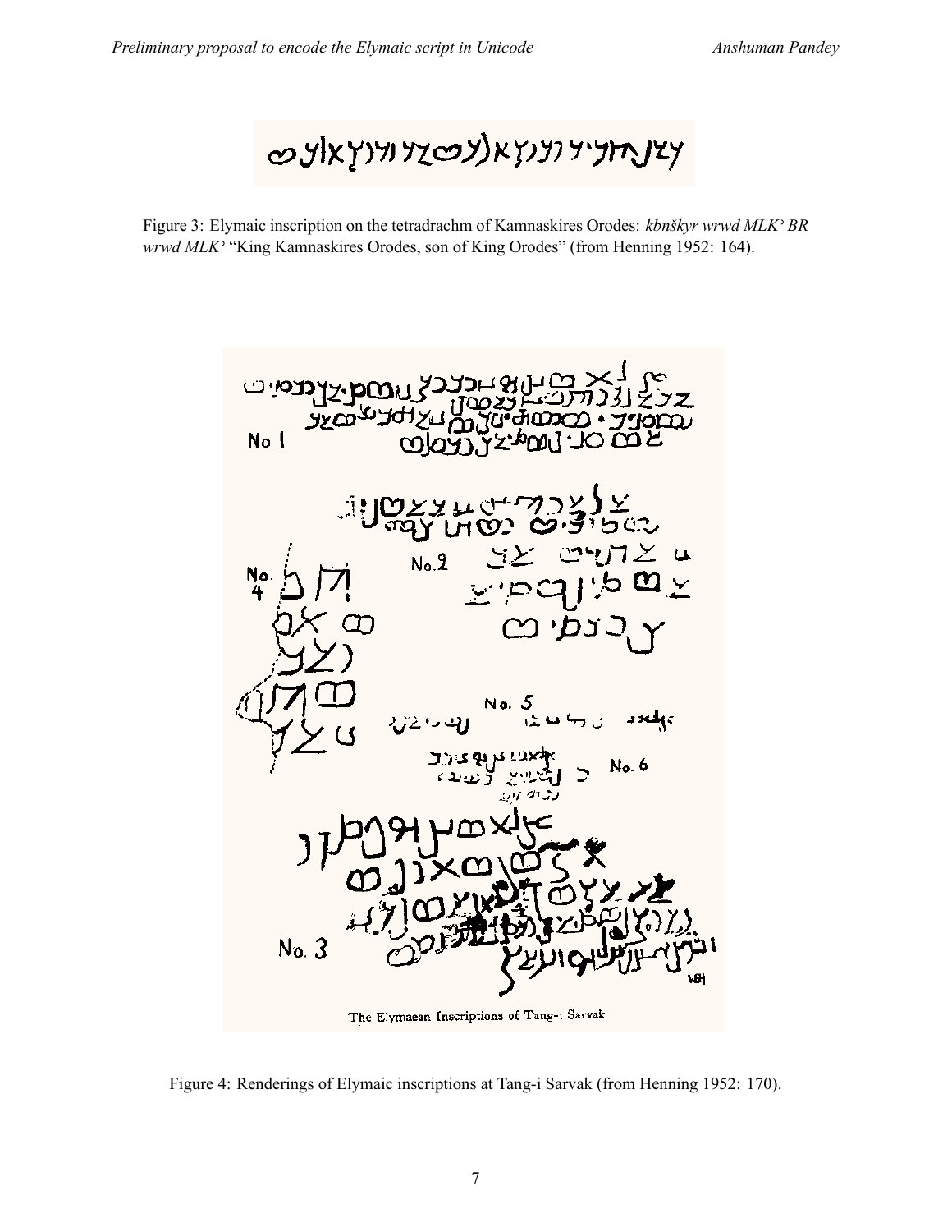Figure 3: Elymaic inscription on the tetradrachm of Kamnaskires Orodes: *kbnškyr wrwd MLK*ʾ *BR wrwd MLK*ʾ “King Kamnaskires Orodes, son of King Orodes” (from Henning 1952: 164).

Figure 4: Renderings of Elymaic inscriptions at Tang-i Sarvak (from Henning 1952: 170).